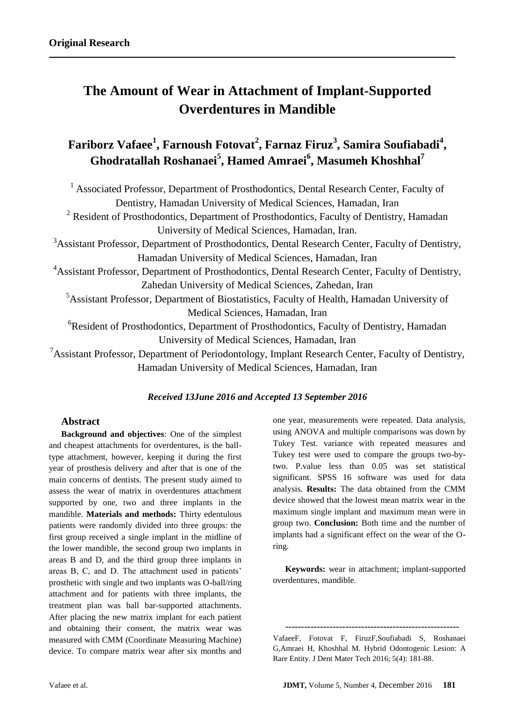**Original Research**

# The Amount of Wear in Attachment of Implant-Supported Overdentures in Mandible

## Fariborz Vafaee[1], Farnoush Fotovat[2], Farnaz Firuz[3], Samira Soufiabadi[4], Ghodratallah Roshanaei[5], Hamed Amraei[6], Masumeh Khoshhal[7]

[1] Associated Professor, Department of Prosthodontics, Dental Research Center, Faculty of Dentistry, Hamadan University of Medical Sciences, Hamadan, Iran

[2] Resident of Prosthodontics, Department of Prosthodontics, Faculty of Dentistry, Hamadan University of Medical Sciences, Hamadan, Iran.

[3]Assistant Professor, Department of Prosthodontics, Dental Research Center, Faculty of Dentistry, Hamadan University of Medical Sciences, Hamadan, Iran

[4]Assistant Professor, Department of Prosthodontics, Dental Research Center, Faculty of Dentistry, Zahedan University of Medical Sciences, Zahedan, Iran

[5]Assistant Professor, Department of Biostatistics, Faculty of Health, Hamadan University of Medical Sciences, Hamadan, Iran

[6]Resident of Prosthodontics, Department of Prosthodontics, Faculty of Dentistry, Hamadan University of Medical Sciences, Hamadan, Iran

[7]Assistant Professor, Department of Periodontology, Implant Research Center, Faculty of Dentistry, Hamadan University of Medical Sciences, Hamadan, Iran

***Received 13June 2016 and Accepted 13 September 2016***

### Abstract

**Background and objectives**: One of the simplest and cheapest attachments for overdentures, is the ball-type attachment, however, keeping it during the first year of prosthesis delivery and after that is one of the main concerns of dentists. The present study aimed to assess the wear of matrix in overdentures attachment supported by one, two and three implants in the mandible. **Materials and methods:** Thirty edentulous patients were randomly divided into three groups: the first group received a single implant in the midline of the lower mandible, the second group two implants in areas B and D, and the third group three implants in areas B, C, and D. The attachment used in patients' prosthetic with single and two implants was O-ball/ring attachment and for patients with three implants, the treatment plan was ball bar-supported attachments. After placing the new matrix implant for each patient and obtaining their consent, the matrix wear was measured with CMM (Coordinate Measuring Machine) device. To compare matrix wear after six months and one year, measurements were repeated. Data analysis, using ANOVA and multiple comparisons was down by Tukey Test. variance with repeated measures and Tukey test were used to compare the groups two-by-two. P.value less than 0.05 was set statistical significant. SPSS 16 software was used for data analysis. **Results:** The data obtained from the CMM device showed that the lowest mean matrix wear in the maximum single implant and maximum mean were in group two. **Conclusion:** Both time and the number of implants had a significant effect on the wear of the O-ring.

**Keywords:** wear in attachment; implant-supported overdentures, mandible.

---

VafaeeF, Fotovat F, FiruzF,Soufiabadi S, Roshanaei G,Amraei H, Khoshhal M. Hybrid Odontogenic Lesion: A Rare Entity. J Dent Mater Tech 2016; 5(4): 181-88.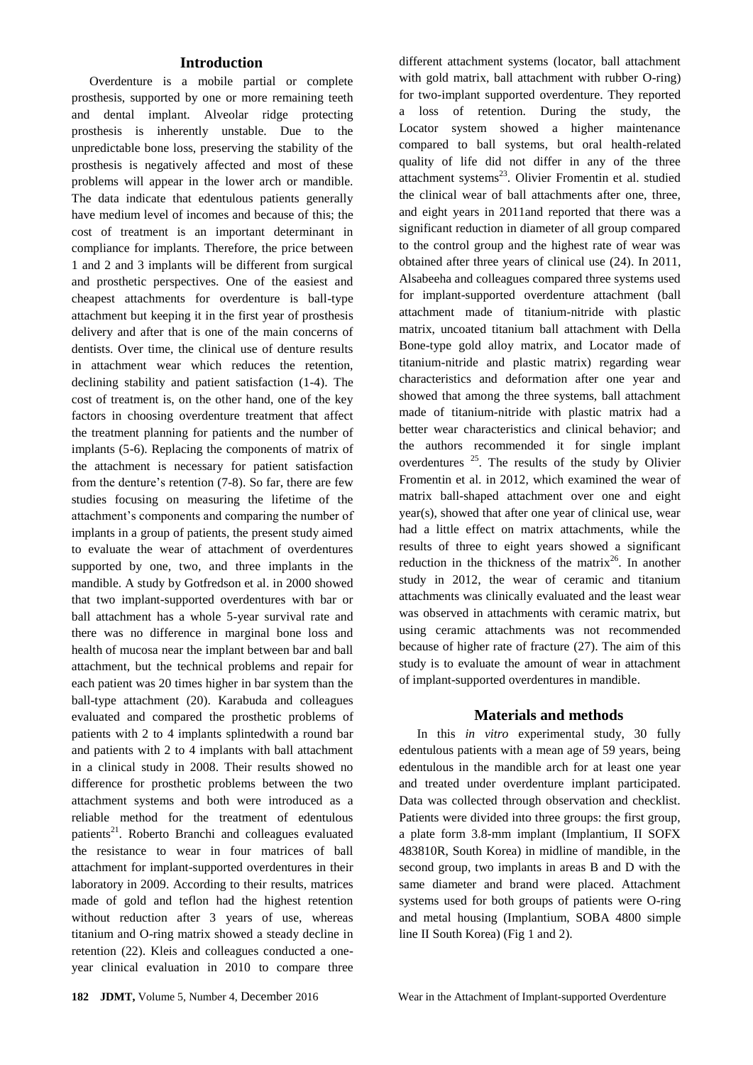## Introduction

Overdenture is a mobile partial or complete prosthesis, supported by one or more remaining teeth and dental implant. Alveolar ridge protecting prosthesis is inherently unstable. Due to the unpredictable bone loss, preserving the stability of the prosthesis is negatively affected and most of these problems will appear in the lower arch or mandible. The data indicate that edentulous patients generally have medium level of incomes and because of this; the cost of treatment is an important determinant in compliance for implants. Therefore, the price between 1 and 2 and 3 implants will be different from surgical and prosthetic perspectives. One of the easiest and cheapest attachments for overdenture is ball-type attachment but keeping it in the first year of prosthesis delivery and after that is one of the main concerns of dentists. Over time, the clinical use of denture results in attachment wear which reduces the retention, declining stability and patient satisfaction (1-4). The cost of treatment is, on the other hand, one of the key factors in choosing overdenture treatment that affect the treatment planning for patients and the number of implants (5-6). Replacing the components of matrix of the attachment is necessary for patient satisfaction from the denture's retention (7-8). So far, there are few studies focusing on measuring the lifetime of the attachment's components and comparing the number of implants in a group of patients, the present study aimed to evaluate the wear of attachment of overdentures supported by one, two, and three implants in the mandible. A study by Gotfredson et al. in 2000 showed that two implant-supported overdentures with bar or ball attachment has a whole 5-year survival rate and there was no difference in marginal bone loss and health of mucosa near the implant between bar and ball attachment, but the technical problems and repair for each patient was 20 times higher in bar system than the ball-type attachment (20). Karabuda and colleagues evaluated and compared the prosthetic problems of patients with 2 to 4 implants splintedwith a round bar and patients with 2 to 4 implants with ball attachment in a clinical study in 2008. Their results showed no difference for prosthetic problems between the two attachment systems and both were introduced as a reliable method for the treatment of edentulous patients[21]. Roberto Branchi and colleagues evaluated the resistance to wear in four matrices of ball attachment for implant-supported overdentures in their laboratory in 2009. According to their results, matrices made of gold and teflon had the highest retention without reduction after 3 years of use, whereas titanium and O-ring matrix showed a steady decline in retention (22). Kleis and colleagues conducted a one-year clinical evaluation in 2010 to compare three different attachment systems (locator, ball attachment with gold matrix, ball attachment with rubber O-ring) for two-implant supported overdenture. They reported a loss of retention. During the study, the Locator system showed a higher maintenance compared to ball systems, but oral health-related quality of life did not differ in any of the three attachment systems[23]. Olivier Fromentin et al. studied the clinical wear of ball attachments after one, three, and eight years in 2011and reported that there was a significant reduction in diameter of all group compared to the control group and the highest rate of wear was obtained after three years of clinical use (24). In 2011, Alsabeeha and colleagues compared three systems used for implant-supported overdenture attachment (ball attachment made of titanium-nitride with plastic matrix, uncoated titanium ball attachment with Della Bone-type gold alloy matrix, and Locator made of titanium-nitride and plastic matrix) regarding wear characteristics and deformation after one year and showed that among the three systems, ball attachment made of titanium-nitride with plastic matrix had a better wear characteristics and clinical behavior; and the authors recommended it for single implant overdentures [25]. The results of the study by Olivier Fromentin et al. in 2012, which examined the wear of matrix ball-shaped attachment over one and eight year(s), showed that after one year of clinical use, wear had a little effect on matrix attachments, while the results of three to eight years showed a significant reduction in the thickness of the matrix[26]. In another study in 2012, the wear of ceramic and titanium attachments was clinically evaluated and the least wear was observed in attachments with ceramic matrix, but using ceramic attachments was not recommended because of higher rate of fracture (27). The aim of this study is to evaluate the amount of wear in attachment of implant-supported overdentures in mandible.

## Materials and methods

In this *in vitro* experimental study, 30 fully edentulous patients with a mean age of 59 years, being edentulous in the mandible arch for at least one year and treated under overdenture implant participated. Data was collected through observation and checklist. Patients were divided into three groups: the first group, a plate form 3.8-mm implant (Implantium, II SOFX 483810R, South Korea) in midline of mandible, in the second group, two implants in areas B and D with the same diameter and brand were placed. Attachment systems used for both groups of patients were O-ring and metal housing (Implantium, SOBA 4800 simple line II South Korea) (Fig 1 and 2).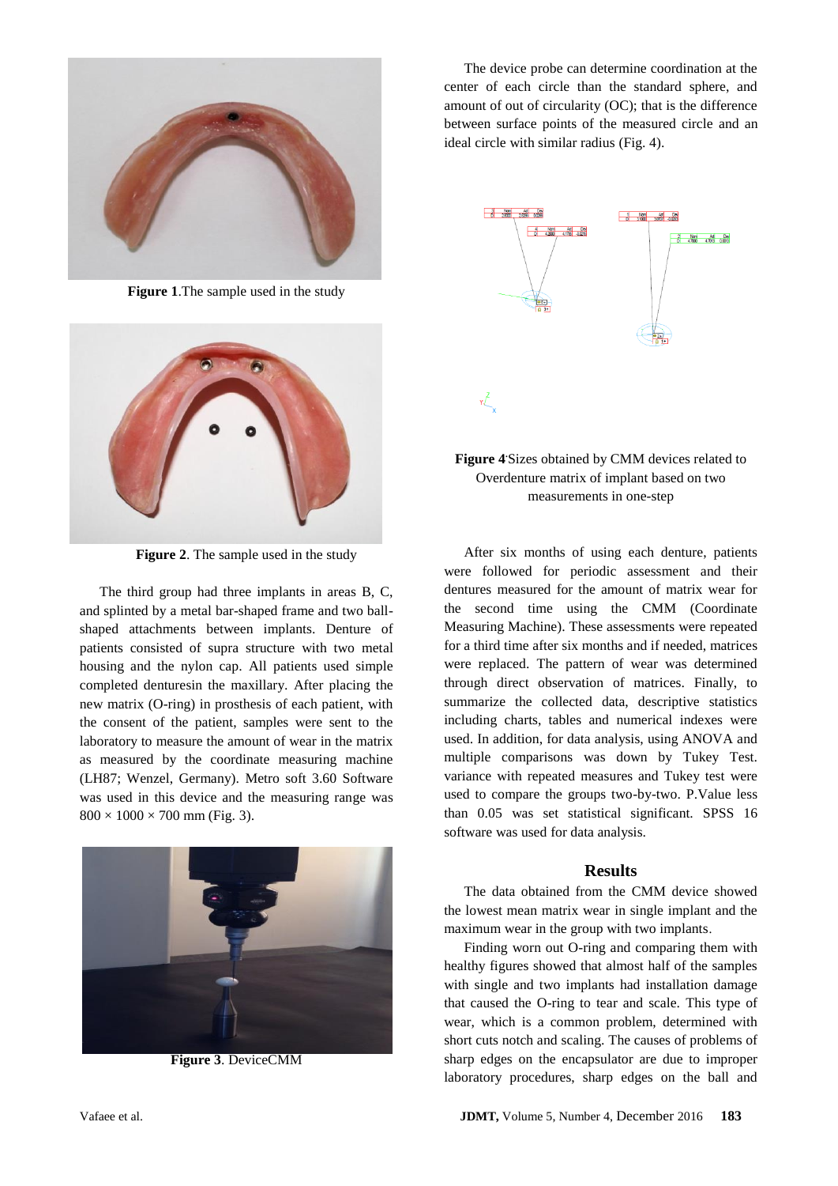**Figure 1**.The sample used in the study

**Figure 2**. The sample used in the study

The third group had three implants in areas B, C, and splinted by a metal bar-shaped frame and two ball-shaped attachments between implants. Denture of patients consisted of supra structure with two metal housing and the nylon cap. All patients used simple completed denturesin the maxillary. After placing the new matrix (O-ring) in prosthesis of each patient, with the consent of the patient, samples were sent to the laboratory to measure the amount of wear in the matrix as measured by the coordinate measuring machine (LH87; Wenzel, Germany). Metro soft 3.60 Software was used in this device and the measuring range was 800 × 1000 × 700 mm (Fig. 3).

**Figure 3**. DeviceCMM

The device probe can determine coordination at the center of each circle than the standard sphere, and amount of out of circularity (OC); that is the difference between surface points of the measured circle and an ideal circle with similar radius (Fig. 4).

**Figure 4**.Sizes obtained by CMM devices related to Overdenture matrix of implant based on two measurements in one-step

After six months of using each denture, patients were followed for periodic assessment and their dentures measured for the amount of matrix wear for the second time using the CMM (Coordinate Measuring Machine). These assessments were repeated for a third time after six months and if needed, matrices were replaced. The pattern of wear was determined through direct observation of matrices. Finally, to summarize the collected data, descriptive statistics including charts, tables and numerical indexes were used. In addition, for data analysis, using ANOVA and multiple comparisons was down by Tukey Test. variance with repeated measures and Tukey test were used to compare the groups two-by-two. P.Value less than 0.05 was set statistical significant. SPSS 16 software was used for data analysis.

## Results

The data obtained from the CMM device showed the lowest mean matrix wear in single implant and the maximum wear in the group with two implants.

Finding worn out O-ring and comparing them with healthy figures showed that almost half of the samples with single and two implants had installation damage that caused the O-ring to tear and scale. This type of wear, which is a common problem, determined with short cuts notch and scaling. The causes of problems of sharp edges on the encapsulator are due to improper laboratory procedures, sharp edges on the ball and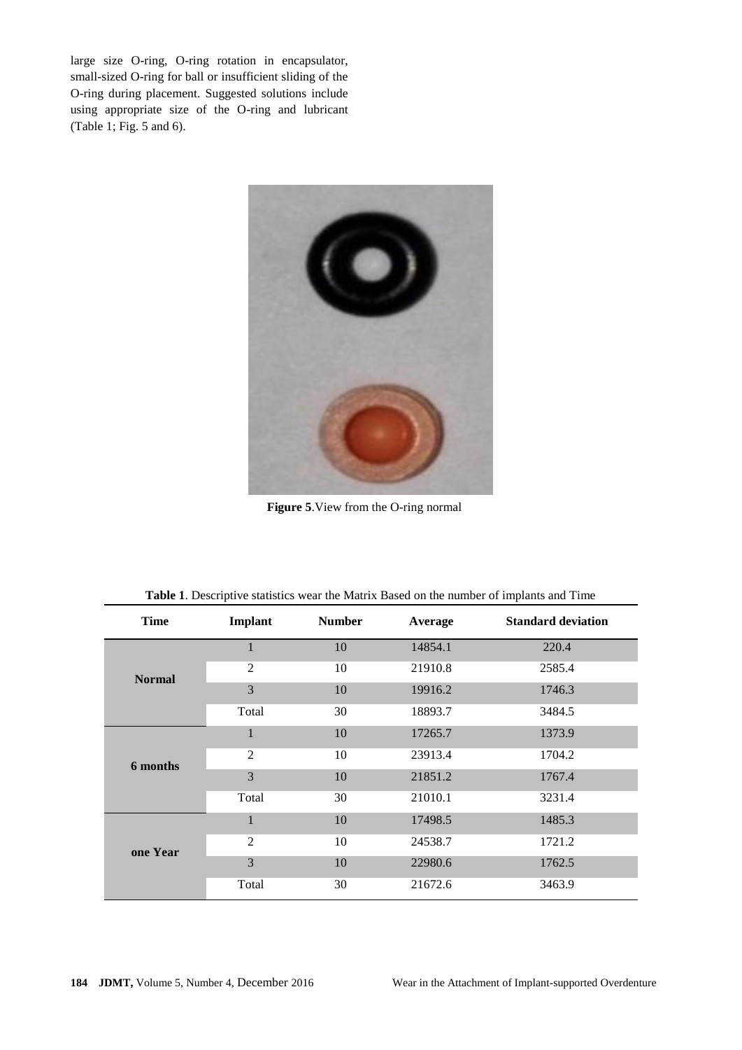large size O-ring, O-ring rotation in encapsulator, small-sized O-ring for ball or insufficient sliding of the O-ring during placement. Suggested solutions include using appropriate size of the O-ring and lubricant (Table 1; Fig. 5 and 6).

**Figure 5**.View from the O-ring normal

**Table 1**. Descriptive statistics wear the Matrix Based on the number of implants and Time

| Time | Implant | Number | Average | Standard deviation |
|---|---|---|---|---|
| **Normal** | 1 | 10 | 14854.1 | 220.4 |
| | 2 | 10 | 21910.8 | 2585.4 |
| | 3 | 10 | 19916.2 | 1746.3 |
| | Total | 30 | 18893.7 | 3484.5 |
| **6 months** | 1 | 10 | 17265.7 | 1373.9 |
| | 2 | 10 | 23913.4 | 1704.2 |
| | 3 | 10 | 21851.2 | 1767.4 |
| | Total | 30 | 21010.1 | 3231.4 |
| **one Year** | 1 | 10 | 17498.5 | 1485.3 |
| | 2 | 10 | 24538.7 | 1721.2 |
| | 3 | 10 | 22980.6 | 1762.5 |
| | Total | 30 | 21672.6 | 3463.9 |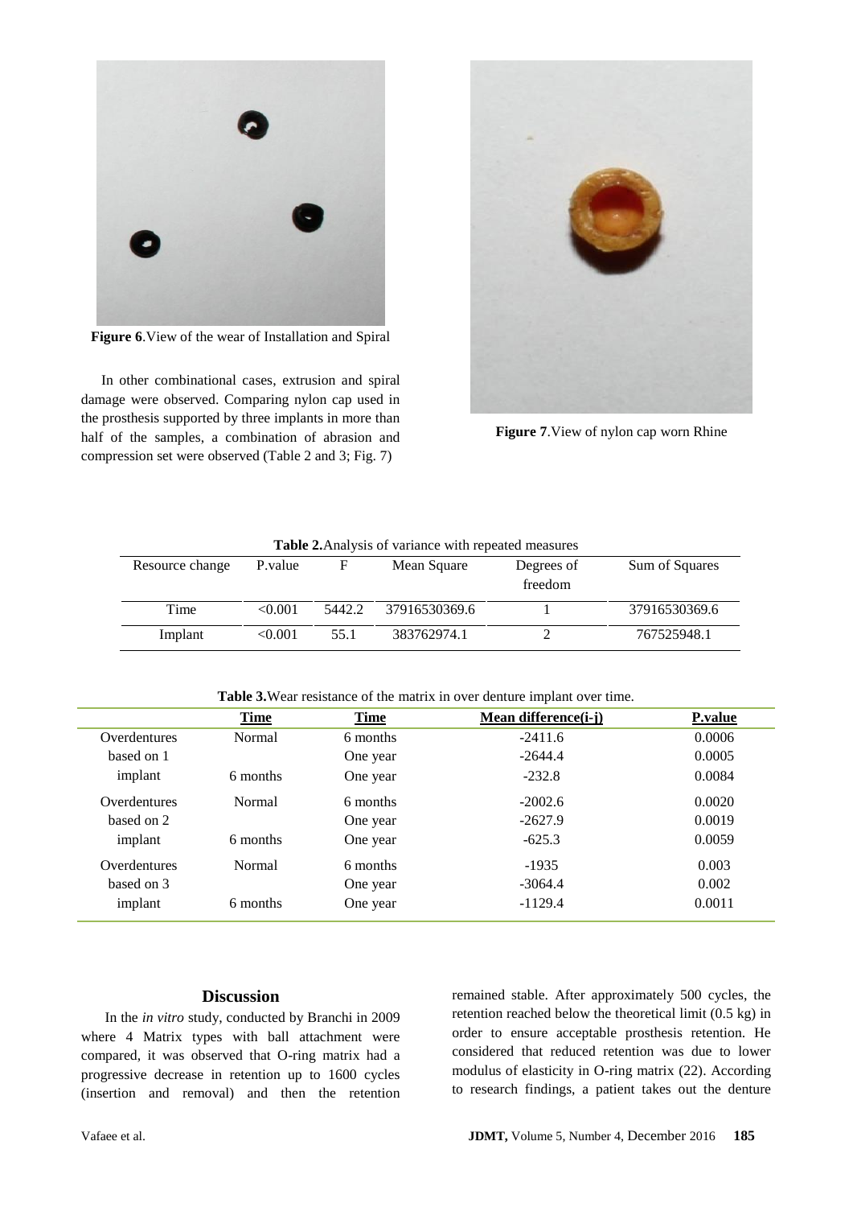**Figure 6**.View of the wear of Installation and Spiral

In other combinational cases, extrusion and spiral damage were observed. Comparing nylon cap used in the prosthesis supported by three implants in more than half of the samples, a combination of abrasion and compression set were observed (Table 2 and 3; Fig. 7)

**Figure 7**.View of nylon cap worn Rhine

**Table 2.**Analysis of variance with repeated measures

| Resource change | P.value | F | Mean Square | Degrees of freedom | Sum of Squares |
|---|---|---|---|---|---|
| Time | <0.001 | 5442.2 | 37916530369.6 | 1 | 37916530369.6 |
| Implant | <0.001 | 55.1 | 383762974.1 | 2 | 767525948.1 |

**Table 3.**Wear resistance of the matrix in over denture implant over time.

| | Time | Time | Mean difference(i-j) | P.value |
|---|---|---|---|---|
| Overdentures based on 1 implant | Normal | 6 months | -2411.6 | 0.0006 |
| | | One year | -2644.4 | 0.0005 |
| | 6 months | One year | -232.8 | 0.0084 |
| Overdentures based on 2 implant | Normal | 6 months | -2002.6 | 0.0020 |
| | | One year | -2627.9 | 0.0019 |
| | 6 months | One year | -625.3 | 0.0059 |
| Overdentures based on 3 implant | Normal | 6 months | -1935 | 0.003 |
| | | One year | -3064.4 | 0.002 |
| | 6 months | One year | -1129.4 | 0.0011 |

## Discussion

In the *in vitro* study, conducted by Branchi in 2009 where 4 Matrix types with ball attachment were compared, it was observed that O-ring matrix had a progressive decrease in retention up to 1600 cycles (insertion and removal) and then the retention remained stable. After approximately 500 cycles, the retention reached below the theoretical limit (0.5 kg) in order to ensure acceptable prosthesis retention. He considered that reduced retention was due to lower modulus of elasticity in O-ring matrix (22). According to research findings, a patient takes out the denture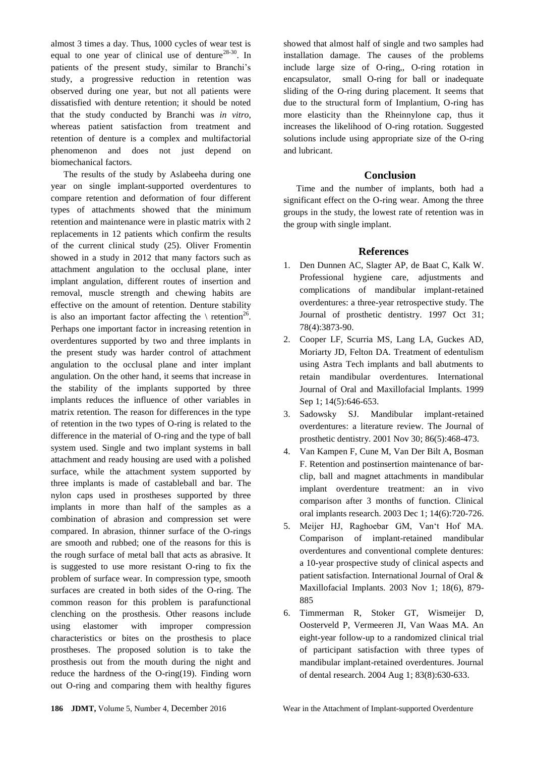almost 3 times a day. Thus, 1000 cycles of wear test is equal to one year of clinical use of denture[28-30]. In patients of the present study, similar to Branchi's study, a progressive reduction in retention was observed during one year, but not all patients were dissatisfied with denture retention; it should be noted that the study conducted by Branchi was *in vitro*, whereas patient satisfaction from treatment and retention of denture is a complex and multifactorial phenomenon and does not just depend on biomechanical factors.

The results of the study by Aslabeeha during one year on single implant-supported overdentures to compare retention and deformation of four different types of attachments showed that the minimum retention and maintenance were in plastic matrix with 2 replacements in 12 patients which confirm the results of the current clinical study (25). Oliver Fromentin showed in a study in 2012 that many factors such as attachment angulation to the occlusal plane, inter implant angulation, different routes of insertion and removal, muscle strength and chewing habits are effective on the amount of retention. Denture stability is also an important factor affecting the \ retention[26]. Perhaps one important factor in increasing retention in overdentures supported by two and three implants in the present study was harder control of attachment angulation to the occlusal plane and inter implant angulation. On the other hand, it seems that increase in the stability of the implants supported by three implants reduces the influence of other variables in matrix retention. The reason for differences in the type of retention in the two types of O-ring is related to the difference in the material of O-ring and the type of ball system used. Single and two implant systems in ball attachment and ready housing are used with a polished surface, while the attachment system supported by three implants is made of castableball and bar. The nylon caps used in prostheses supported by three implants in more than half of the samples as a combination of abrasion and compression set were compared. In abrasion, thinner surface of the O-rings are smooth and rubbed; one of the reasons for this is the rough surface of metal ball that acts as abrasive. It is suggested to use more resistant O-ring to fix the problem of surface wear. In compression type, smooth surfaces are created in both sides of the O-ring. The common reason for this problem is parafunctional clenching on the prosthesis. Other reasons include using elastomer with improper compression characteristics or bites on the prosthesis to place prostheses. The proposed solution is to take the prosthesis out from the mouth during the night and reduce the hardness of the O-ring(19). Finding worn out O-ring and comparing them with healthy figures showed that almost half of single and two samples had installation damage. The causes of the problems include large size of O-ring,, O-ring rotation in encapsulator, small O-ring for ball or inadequate sliding of the O-ring during placement. It seems that due to the structural form of Implantium, O-ring has more elasticity than the Rheinnylone cap, thus it increases the likelihood of O-ring rotation. Suggested solutions include using appropriate size of the O-ring and lubricant.

## Conclusion

Time and the number of implants, both had a significant effect on the O-ring wear. Among the three groups in the study, the lowest rate of retention was in the group with single implant.

## References

1. Den Dunnen AC, Slagter AP, de Baat C, Kalk W. Professional hygiene care, adjustments and complications of mandibular implant-retained overdentures: a three-year retrospective study. The Journal of prosthetic dentistry. 1997 Oct 31; 78(4):3873-90.
2. Cooper LF, Scurria MS, Lang LA, Guckes AD, Moriarty JD, Felton DA. Treatment of edentulism using Astra Tech implants and ball abutments to retain mandibular overdentures. International Journal of Oral and Maxillofacial Implants. 1999 Sep 1; 14(5):646-653.
3. Sadowsky SJ. Mandibular implant-retained overdentures: a literature review. The Journal of prosthetic dentistry. 2001 Nov 30; 86(5):468-473.
4. Van Kampen F, Cune M, Van Der Bilt A, Bosman F. Retention and postinsertion maintenance of bar-clip, ball and magnet attachments in mandibular implant overdenture treatment: an in vivo comparison after 3 months of function. Clinical oral implants research. 2003 Dec 1; 14(6):720-726.
5. Meijer HJ, Raghoebar GM, Van't Hof MA. Comparison of implant-retained mandibular overdentures and conventional complete dentures: a 10-year prospective study of clinical aspects and patient satisfaction. International Journal of Oral & Maxillofacial Implants. 2003 Nov 1; 18(6), 879-885
6. Timmerman R, Stoker GT, Wismeijer D, Oosterveld P, Vermeeren JI, Van Waas MA. An eight-year follow-up to a randomized clinical trial of participant satisfaction with three types of mandibular implant-retained overdentures. Journal of dental research. 2004 Aug 1; 83(8):630-633.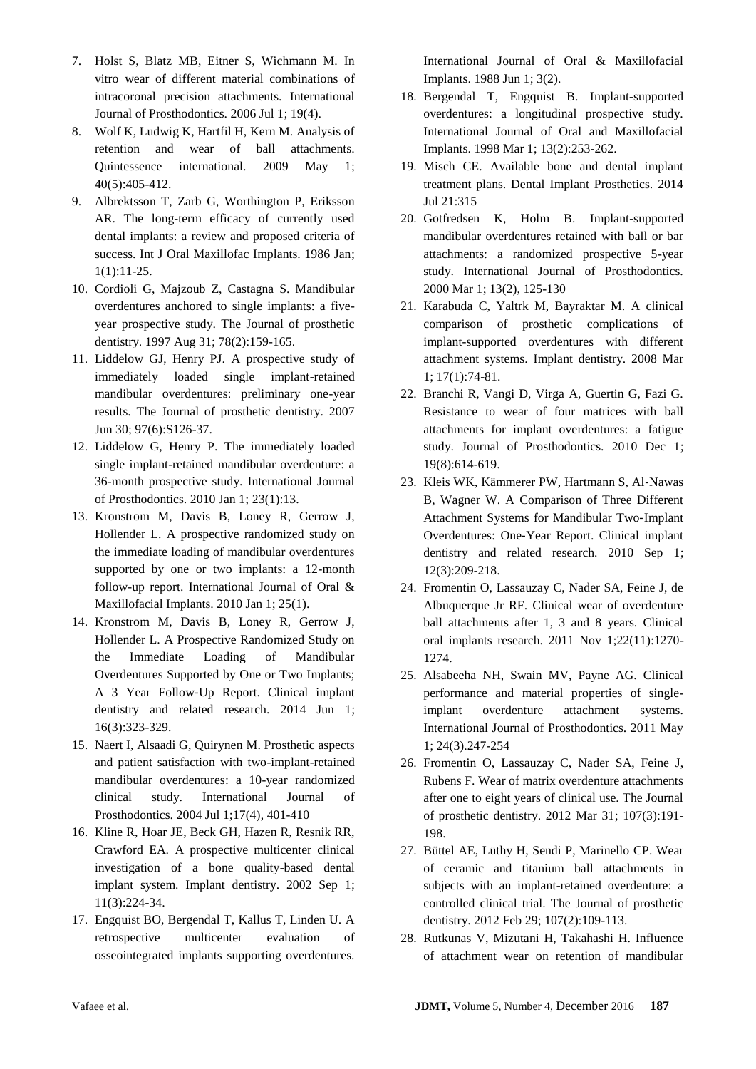7. Holst S, Blatz MB, Eitner S, Wichmann M. In vitro wear of different material combinations of intracoronal precision attachments. International Journal of Prosthodontics. 2006 Jul 1; 19(4).
8. Wolf K, Ludwig K, Hartfil H, Kern M. Analysis of retention and wear of ball attachments. Quintessence international. 2009 May 1; 40(5):405-412.
9. Albrektsson T, Zarb G, Worthington P, Eriksson AR. The long-term efficacy of currently used dental implants: a review and proposed criteria of success. Int J Oral Maxillofac Implants. 1986 Jan; 1(1):11-25.
10. Cordioli G, Majzoub Z, Castagna S. Mandibular overdentures anchored to single implants: a five-year prospective study. The Journal of prosthetic dentistry. 1997 Aug 31; 78(2):159-165.
11. Liddelow GJ, Henry PJ. A prospective study of immediately loaded single implant-retained mandibular overdentures: preliminary one-year results. The Journal of prosthetic dentistry. 2007 Jun 30; 97(6):S126-37.
12. Liddelow G, Henry P. The immediately loaded single implant-retained mandibular overdenture: a 36-month prospective study. International Journal of Prosthodontics. 2010 Jan 1; 23(1):13.
13. Kronstrom M, Davis B, Loney R, Gerrow J, Hollender L. A prospective randomized study on the immediate loading of mandibular overdentures supported by one or two implants: a 12-month follow-up report. International Journal of Oral & Maxillofacial Implants. 2010 Jan 1; 25(1).
14. Kronstrom M, Davis B, Loney R, Gerrow J, Hollender L. A Prospective Randomized Study on the Immediate Loading of Mandibular Overdentures Supported by One or Two Implants; A 3 Year Follow-Up Report. Clinical implant dentistry and related research. 2014 Jun 1; 16(3):323-329.
15. Naert I, Alsaadi G, Quirynen M. Prosthetic aspects and patient satisfaction with two-implant-retained mandibular overdentures: a 10-year randomized clinical study. International Journal of Prosthodontics. 2004 Jul 1;17(4), 401-410
16. Kline R, Hoar JE, Beck GH, Hazen R, Resnik RR, Crawford EA. A prospective multicenter clinical investigation of a bone quality-based dental implant system. Implant dentistry. 2002 Sep 1; 11(3):224-34.
17. Engquist BO, Bergendal T, Kallus T, Linden U. A retrospective multicenter evaluation of osseointegrated implants supporting overdentures. International Journal of Oral & Maxillofacial Implants. 1988 Jun 1; 3(2).
18. Bergendal T, Engquist B. Implant-supported overdentures: a longitudinal prospective study. International Journal of Oral and Maxillofacial Implants. 1998 Mar 1; 13(2):253-262.
19. Misch CE. Available bone and dental implant treatment plans. Dental Implant Prosthetics. 2014 Jul 21:315
20. Gotfredsen K, Holm B. Implant-supported mandibular overdentures retained with ball or bar attachments: a randomized prospective 5-year study. International Journal of Prosthodontics. 2000 Mar 1; 13(2), 125-130
21. Karabuda C, Yaltrk M, Bayraktar M. A clinical comparison of prosthetic complications of implant-supported overdentures with different attachment systems. Implant dentistry. 2008 Mar 1; 17(1):74-81.
22. Branchi R, Vangi D, Virga A, Guertin G, Fazi G. Resistance to wear of four matrices with ball attachments for implant overdentures: a fatigue study. Journal of Prosthodontics. 2010 Dec 1; 19(8):614-619.
23. Kleis WK, Kämmerer PW, Hartmann S, Al-Nawas B, Wagner W. A Comparison of Three Different Attachment Systems for Mandibular Two-Implant Overdentures: One-Year Report. Clinical implant dentistry and related research. 2010 Sep 1; 12(3):209-218.
24. Fromentin O, Lassauzay C, Nader SA, Feine J, de Albuquerque Jr RF. Clinical wear of overdenture ball attachments after 1, 3 and 8 years. Clinical oral implants research. 2011 Nov 1;22(11):1270-1274.
25. Alsabeeha NH, Swain MV, Payne AG. Clinical performance and material properties of single-implant overdenture attachment systems. International Journal of Prosthodontics. 2011 May 1; 24(3).247-254
26. Fromentin O, Lassauzay C, Nader SA, Feine J, Rubens F. Wear of matrix overdenture attachments after one to eight years of clinical use. The Journal of prosthetic dentistry. 2012 Mar 31; 107(3):191-198.
27. Büttel AE, Lüthy H, Sendi P, Marinello CP. Wear of ceramic and titanium ball attachments in subjects with an implant-retained overdenture: a controlled clinical trial. The Journal of prosthetic dentistry. 2012 Feb 29; 107(2):109-113.
28. Rutkunas V, Mizutani H, Takahashi H. Influence of attachment wear on retention of mandibular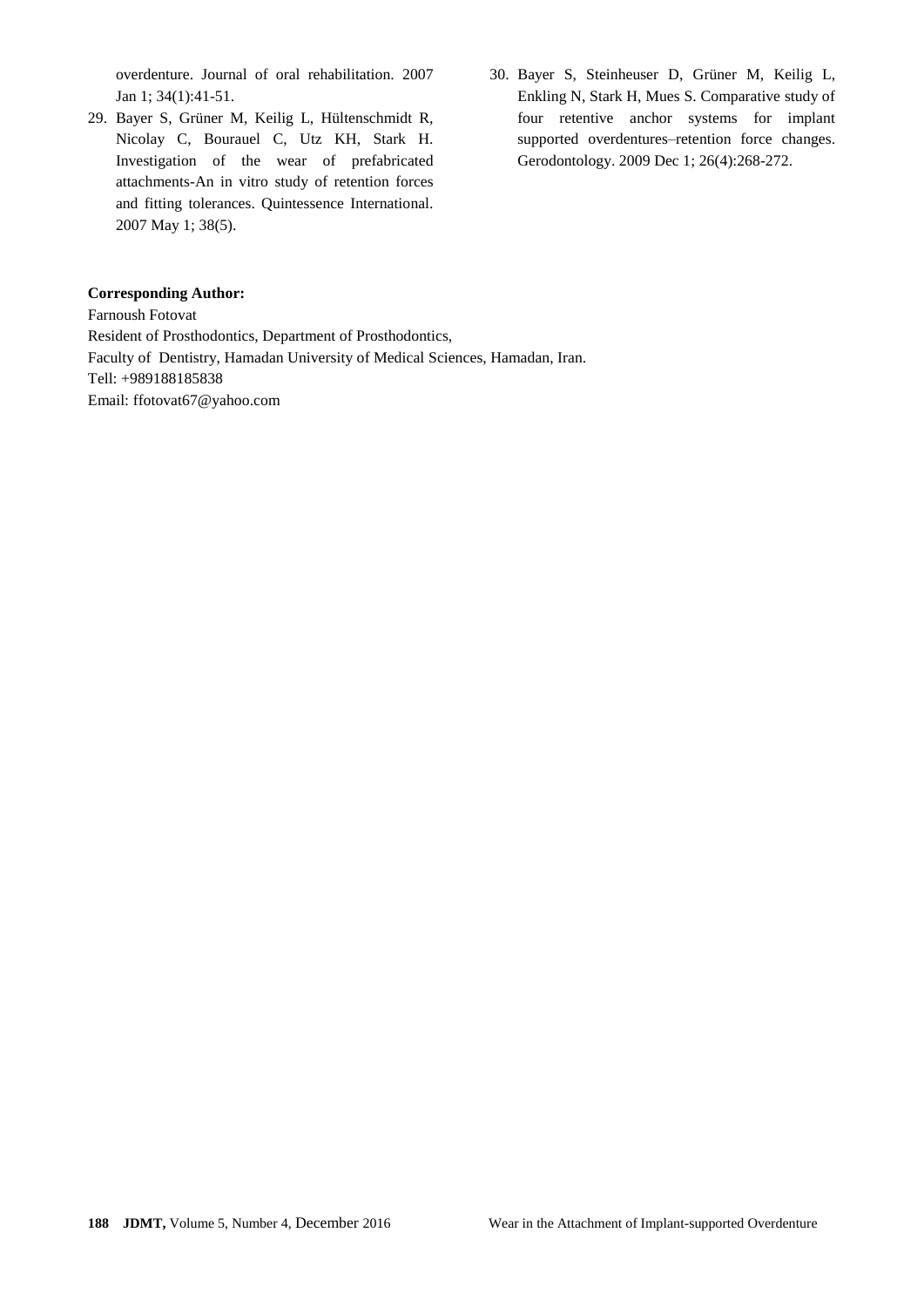overdenture. Journal of oral rehabilitation. 2007 Jan 1; 34(1):41-51.

29. Bayer S, Grüner M, Keilig L, Hültenschmidt R, Nicolay C, Bourauel C, Utz KH, Stark H. Investigation of the wear of prefabricated attachments-An in vitro study of retention forces and fitting tolerances. Quintessence International. 2007 May 1; 38(5).

30. Bayer S, Steinheuser D, Grüner M, Keilig L, Enkling N, Stark H, Mues S. Comparative study of four retentive anchor systems for implant supported overdentures–retention force changes. Gerodontology. 2009 Dec 1; 26(4):268-272.

**Corresponding Author:**
Farnoush Fotovat
Resident of Prosthodontics, Department of Prosthodontics,
Faculty of Dentistry, Hamadan University of Medical Sciences, Hamadan, Iran.
Tell: +989188185838
Email: ffotovat67@yahoo.com